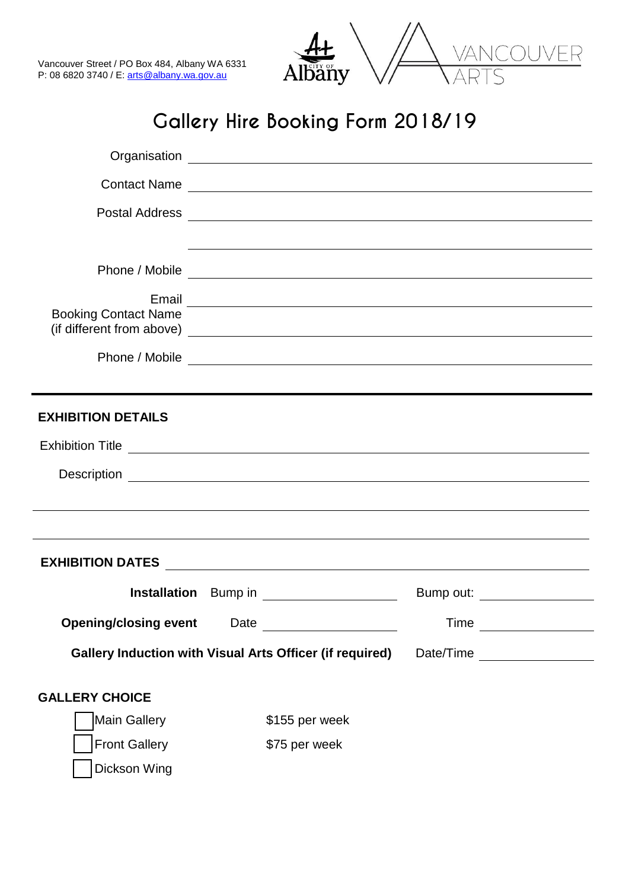Vancouver Street / PO Box 484, Albany WA 6331
P: 08 6820 3740 / E: arts@albany.wa.gov.au

City of Albany | VANCOUVER ARTS

# Gallery Hire Booking Form 2018/19

Organisation ______________________________

Contact Name ______________________________

Postal Address ______________________________

______________________________

Phone / Mobile ______________________________

Email ______________________________

Booking Contact Name
(if different from above) ______________________________

Phone / Mobile ______________________________

---

**EXHIBITION DETAILS**

Exhibition Title ______________________________

Description ______________________________

______________________________

______________________________

**EXHIBITION DATES** ______________________________

**Installation** Bump in ____________ Bump out: ____________

**Opening/closing event** Date ____________ Time ____________

**Gallery Induction with Visual Arts Officer (if required)** Date/Time ____________

**GALLERY CHOICE**

- ☐ Main Gallery — $155 per week
- ☐ Front Gallery — $75 per week
- ☐ Dickson Wing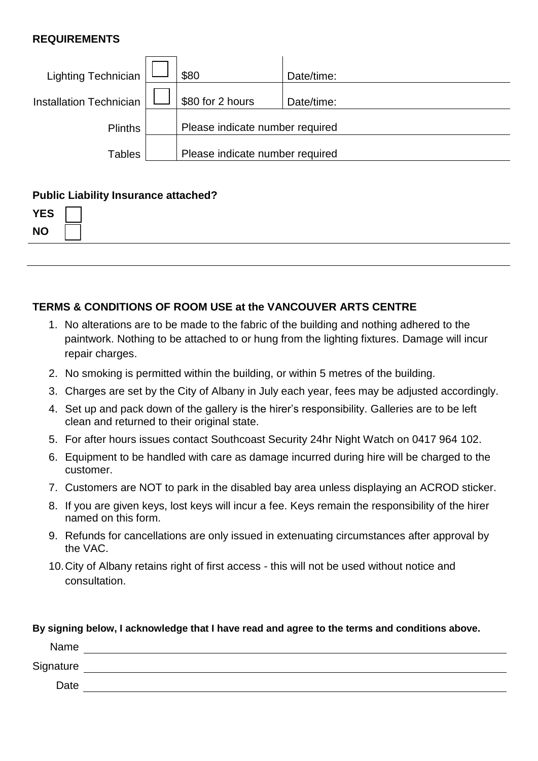## REQUIREMENTS

| | | | |
|---|---|---|---|
| Lighting Technician | ☐ | $80 | Date/time: |
| Installation Technician | ☐ | $80 for 2 hours | Date/time: |
| Plinths | | Please indicate number required | |
| Tables | | Please indicate number required | |

**Public Liability Insurance attached?**

**YES** ☐

**NO** ☐

---

### TERMS & CONDITIONS OF ROOM USE at the VANCOUVER ARTS CENTRE

1. No alterations are to be made to the fabric of the building and nothing adhered to the paintwork. Nothing to be attached to or hung from the lighting fixtures. Damage will incur repair charges.
2. No smoking is permitted within the building, or within 5 metres of the building.
3. Charges are set by the City of Albany in July each year, fees may be adjusted accordingly.
4. Set up and pack down of the gallery is the hirer's responsibility. Galleries are to be left clean and returned to their original state.
5. For after hours issues contact Southcoast Security 24hr Night Watch on 0417 964 102.
6. Equipment to be handled with care as damage incurred during hire will be charged to the customer.
7. Customers are NOT to park in the disabled bay area unless displaying an ACROD sticker.
8. If you are given keys, lost keys will incur a fee. Keys remain the responsibility of the hirer named on this form.
9. Refunds for cancellations are only issued in extenuating circumstances after approval by the VAC.
10. City of Albany retains right of first access - this will not be used without notice and consultation.

**By signing below, I acknowledge that I have read and agree to the terms and conditions above.**

Name ______________________________

Signature ______________________________

Date ______________________________